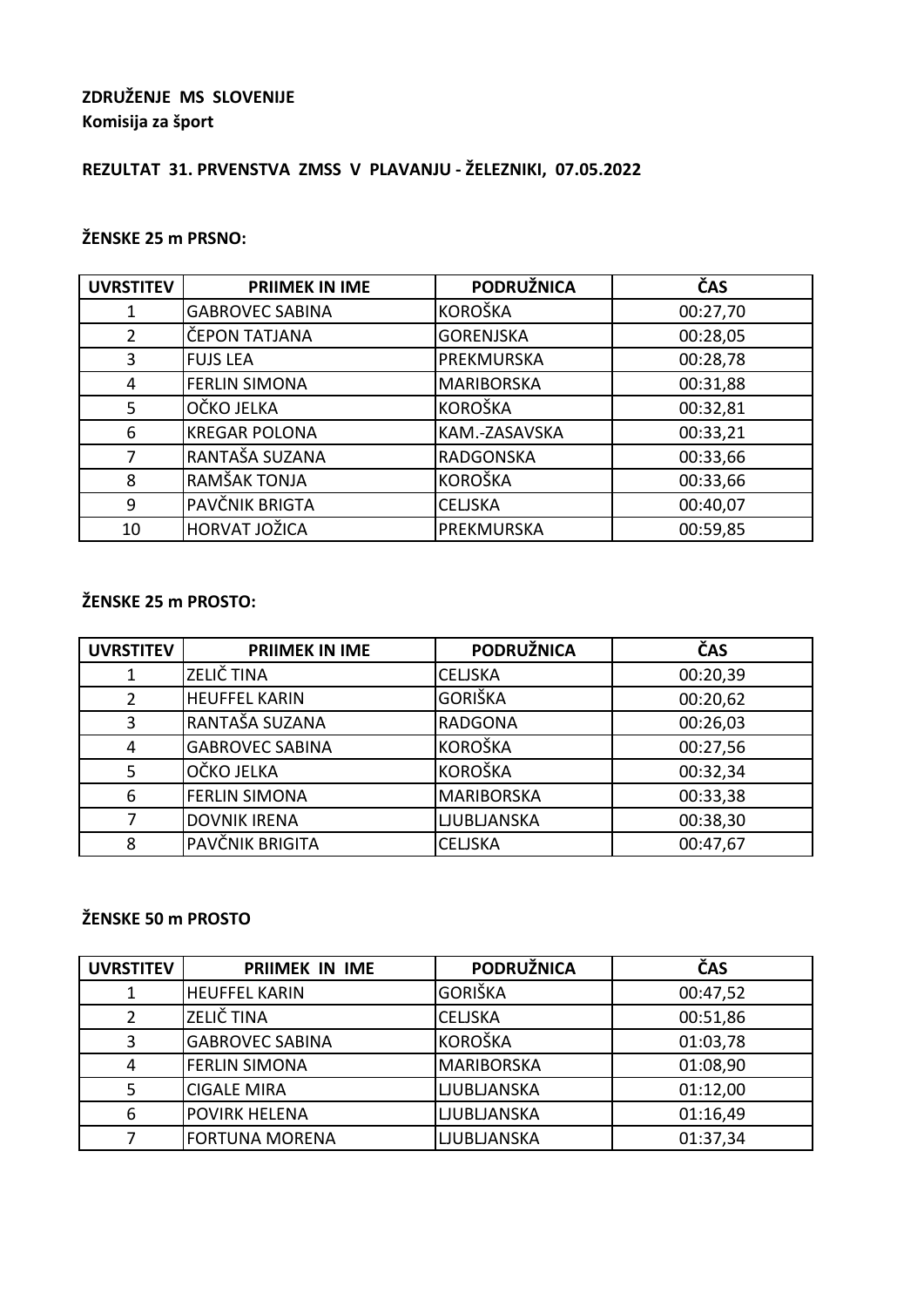**ZDRUŽENJE MS SLOVENIJE**
**Komisija za šport**

**REZULTAT 31. PRVENSTVA ZMSS V PLAVANJU - ŽELEZNIKI, 07.05.2022**

**ŽENSKE 25 m PRSNO:**

| UVRSTITEV | PRIIMEK IN IME | PODRUŽNICA | ČAS |
|---|---|---|---|
| 1 | GABROVEC SABINA | KOROŠKA | 00:27,70 |
| 2 | ČEPON TATJANA | GORENJSKA | 00:28,05 |
| 3 | FUJS LEA | PREKMURSKA | 00:28,78 |
| 4 | FERLIN SIMONA | MARIBORSKA | 00:31,88 |
| 5 | OČKO JELKA | KOROŠKA | 00:32,81 |
| 6 | KREGAR POLONA | KAM.-ZASAVSKA | 00:33,21 |
| 7 | RANTAŠA SUZANA | RADGONSKA | 00:33,66 |
| 8 | RAMŠAK TONJA | KOROŠKA | 00:33,66 |
| 9 | PAVČNIK BRIGTA | CELJSKA | 00:40,07 |
| 10 | HORVAT JOŽICA | PREKMURSKA | 00:59,85 |

**ŽENSKE 25 m PROSTO:**

| UVRSTITEV | PRIIMEK IN IME | PODRUŽNICA | ČAS |
|---|---|---|---|
| 1 | ZELIČ TINA | CELJSKA | 00:20,39 |
| 2 | HEUFFEL KARIN | GORIŠKA | 00:20,62 |
| 3 | RANTAŠA SUZANA | RADGONA | 00:26,03 |
| 4 | GABROVEC SABINA | KOROŠKA | 00:27,56 |
| 5 | OČKO JELKA | KOROŠKA | 00:32,34 |
| 6 | FERLIN SIMONA | MARIBORSKA | 00:33,38 |
| 7 | DOVNIK IRENA | LJUBLJANSKA | 00:38,30 |
| 8 | PAVČNIK BRIGITA | CELJSKA | 00:47,67 |

**ŽENSKE 50 m PROSTO**

| UVRSTITEV | PRIIMEK IN IME | PODRUŽNICA | ČAS |
|---|---|---|---|
| 1 | HEUFFEL KARIN | GORIŠKA | 00:47,52 |
| 2 | ZELIČ TINA | CELJSKA | 00:51,86 |
| 3 | GABROVEC SABINA | KOROŠKA | 01:03,78 |
| 4 | FERLIN SIMONA | MARIBORSKA | 01:08,90 |
| 5 | CIGALE MIRA | LJUBLJANSKA | 01:12,00 |
| 6 | POVIRK HELENA | LJUBLJANSKA | 01:16,49 |
| 7 | FORTUNA MORENA | LJUBLJANSKA | 01:37,34 |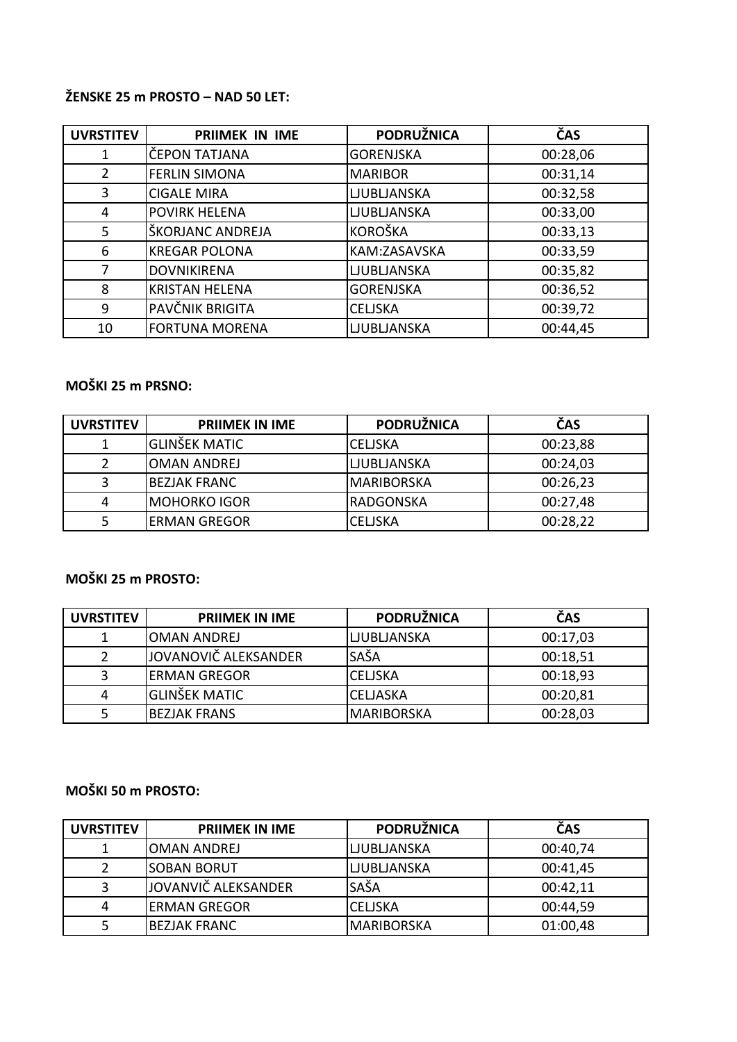**ŽENSKE 25 m PROSTO – NAD 50 LET:**

| UVRSTITEV | PRIIMEK IN IME | PODRUŽNICA | ČAS |
|---|---|---|---|
| 1 | ČEPON TATJANA | GORENJSKA | 00:28,06 |
| 2 | FERLIN SIMONA | MARIBOR | 00:31,14 |
| 3 | CIGALE MIRA | LJUBLJANSKA | 00:32,58 |
| 4 | POVIRK HELENA | LJUBLJANSKA | 00:33,00 |
| 5 | ŠKORJANC ANDREJA | KOROŠKA | 00:33,13 |
| 6 | KREGAR POLONA | KAM:ZASAVSKA | 00:33,59 |
| 7 | DOVNIKIRENA | LJUBLJANSKA | 00:35,82 |
| 8 | KRISTAN HELENA | GORENJSKA | 00:36,52 |
| 9 | PAVČNIK BRIGITA | CELJSKA | 00:39,72 |
| 10 | FORTUNA MORENA | LJUBLJANSKA | 00:44,45 |

**MOŠKI 25 m PRSNO:**

| UVRSTITEV | PRIIMEK IN IME | PODRUŽNICA | ČAS |
|---|---|---|---|
| 1 | GLINŠEK MATIC | CELJSKA | 00:23,88 |
| 2 | OMAN ANDREJ | LJUBLJANSKA | 00:24,03 |
| 3 | BEZJAK FRANC | MARIBORSKA | 00:26,23 |
| 4 | MOHORKO IGOR | RADGONSKA | 00:27,48 |
| 5 | ERMAN GREGOR | CELJSKA | 00:28,22 |

**MOŠKI 25 m PROSTO:**

| UVRSTITEV | PRIIMEK IN IME | PODRUŽNICA | ČAS |
|---|---|---|---|
| 1 | OMAN ANDREJ | LJUBLJANSKA | 00:17,03 |
| 2 | JOVANOVIČ ALEKSANDER | SAŠA | 00:18,51 |
| 3 | ERMAN GREGOR | CELJSKA | 00:18,93 |
| 4 | GLINŠEK MATIC | CELJASKA | 00:20,81 |
| 5 | BEZJAK FRANS | MARIBORSKA | 00:28,03 |

**MOŠKI 50 m PROSTO:**

| UVRSTITEV | PRIIMEK IN IME | PODRUŽNICA | ČAS |
|---|---|---|---|
| 1 | OMAN ANDREJ | LJUBLJANSKA | 00:40,74 |
| 2 | SOBAN BORUT | LJUBLJANSKA | 00:41,45 |
| 3 | JOVANVIČ ALEKSANDER | SAŠA | 00:42,11 |
| 4 | ERMAN GREGOR | CELJSKA | 00:44,59 |
| 5 | BEZJAK FRANC | MARIBORSKA | 01:00,48 |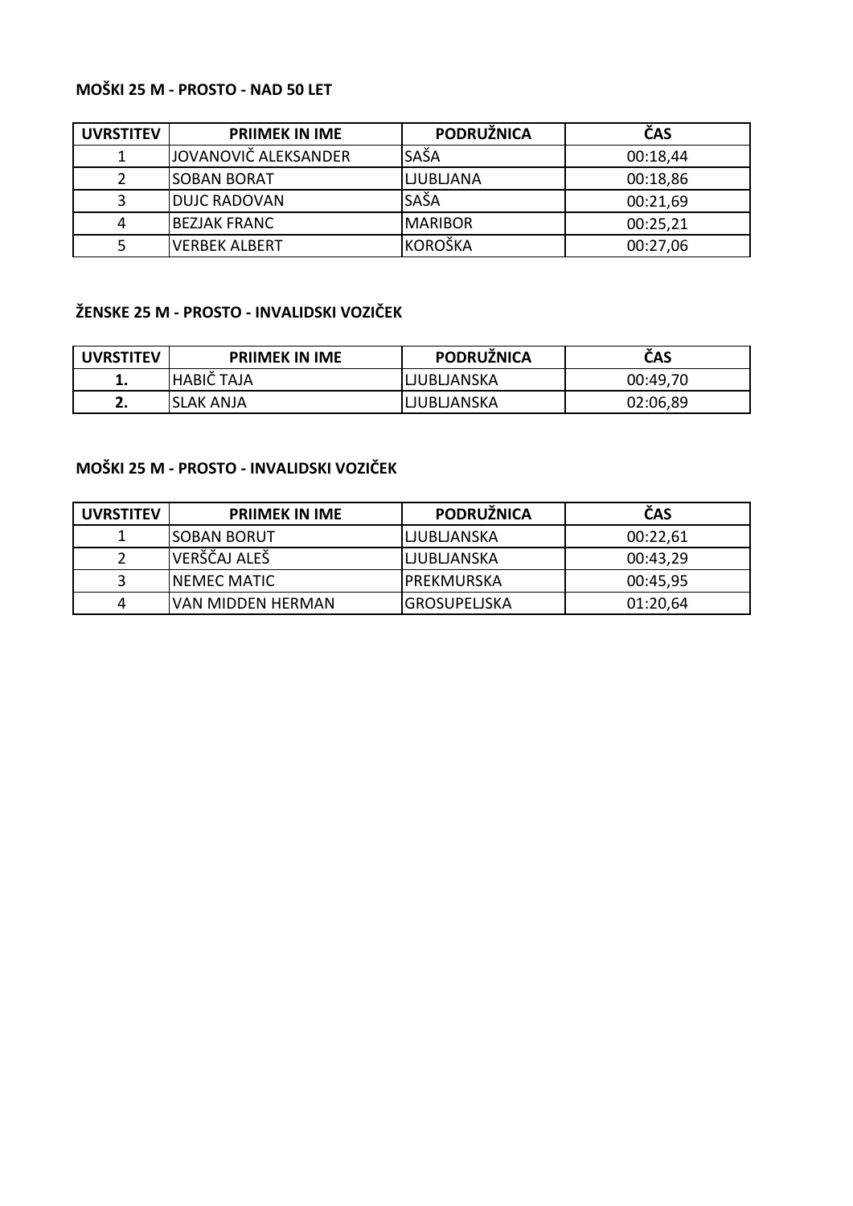**MOŠKI 25 M - PROSTO - NAD 50 LET**

| UVRSTITEV | PRIIMEK IN IME | PODRUŽNICA | ČAS |
|---|---|---|---|
| 1 | JOVANOVIČ ALEKSANDER | SAŠA | 00:18,44 |
| 2 | SOBAN BORAT | LJUBLJANA | 00:18,86 |
| 3 | DUJC RADOVAN | SAŠA | 00:21,69 |
| 4 | BEZJAK FRANC | MARIBOR | 00:25,21 |
| 5 | VERBEK ALBERT | KOROŠKA | 00:27,06 |

**ŽENSKE 25 M - PROSTO - INVALIDSKI VOZIČEK**

| UVRSTITEV | PRIIMEK IN IME | PODRUŽNICA | ČAS |
|---|---|---|---|
| 1. | HABIČ TAJA | LJUBLJANSKA | 00:49,70 |
| 2. | SLAK ANJA | LJUBLJANSKA | 02:06,89 |

**MOŠKI 25 M - PROSTO - INVALIDSKI VOZIČEK**

| UVRSTITEV | PRIIMEK IN IME | PODRUŽNICA | ČAS |
|---|---|---|---|
| 1 | SOBAN BORUT | LJUBLJANSKA | 00:22,61 |
| 2 | VERŠČAJ ALEŠ | LJUBLJANSKA | 00:43,29 |
| 3 | NEMEC MATIC | PREKMURSKA | 00:45,95 |
| 4 | VAN MIDDEN HERMAN | GROSUPELJSKA | 01:20,64 |